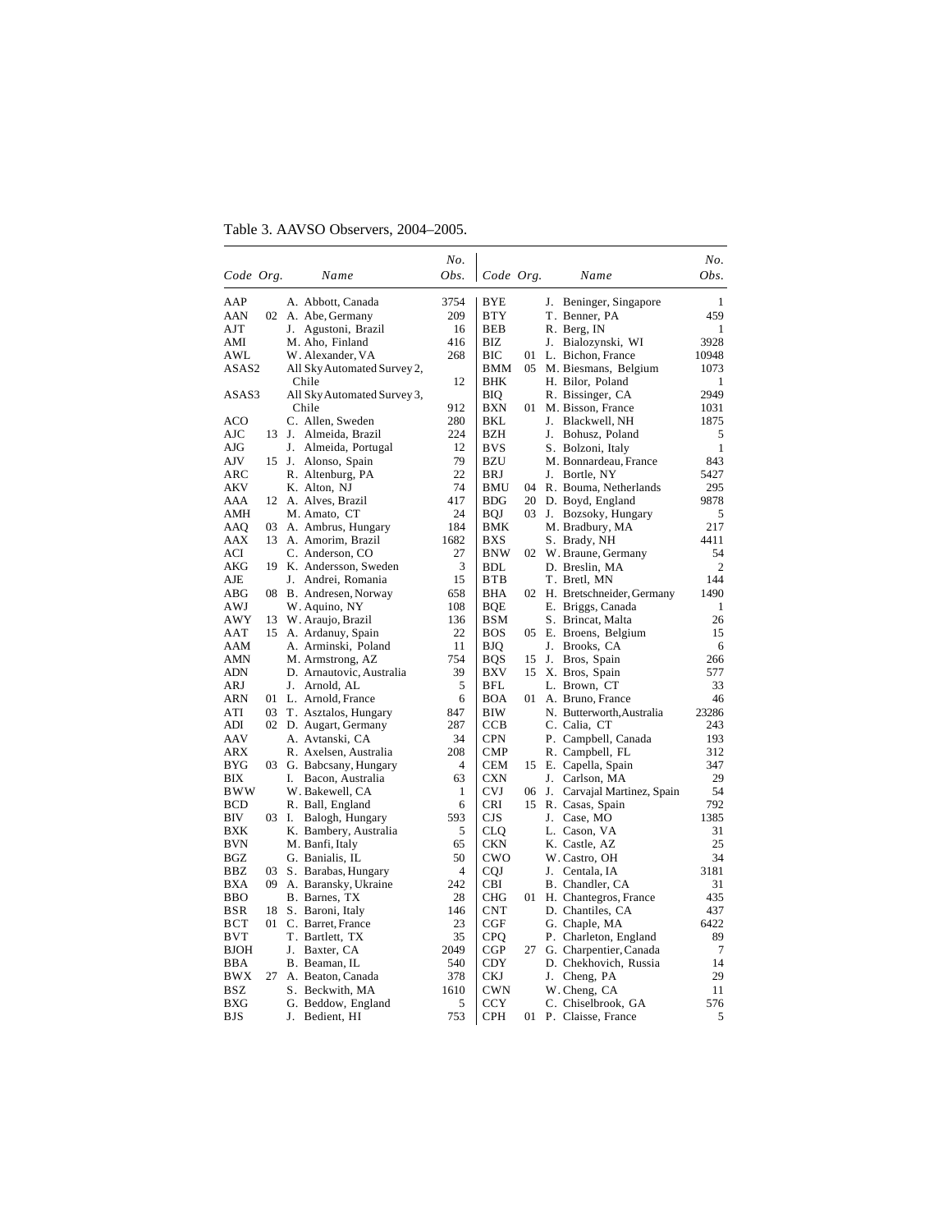Table 3. AAVSO Observers, 2004–2005.

| Code | Org. | Name | No. Obs. | Code | Org. | Name | No. Obs. |
|---|---|---|---|---|---|---|---|
| AAP | | A. Abbott, Canada | 3754 | BYE | | J. Beninger, Singapore | 1 |
| AAN | 02 | A. Abe, Germany | 209 | BTY | | T. Benner, PA | 459 |
| AJT | | J. Agustoni, Brazil | 16 | BEB | | R. Berg, IN | 1 |
| AMI | | M. Aho, Finland | 416 | BIZ | | J. Bialozynski, WI | 3928 |
| AWL | | W. Alexander, VA | 268 | BIC | 01 | L. Bichon, France | 10948 |
| ASAS2 | | All Sky Automated Survey 2, Chile | 12 | BMM | 05 | M. Biesmans, Belgium | 1073 |
| | | | | BHK | | H. Bilor, Poland | 1 |
| ASAS3 | | All Sky Automated Survey 3, Chile | 912 | BIQ | | R. Bissinger, CA | 2949 |
| | | | | BXN | 01 | M. Bisson, France | 1031 |
| ACO | | C. Allen, Sweden | 280 | BKL | | J. Blackwell, NH | 1875 |
| AJC | 13 | J. Almeida, Brazil | 224 | BZH | | J. Bohusz, Poland | 5 |
| AJG | | J. Almeida, Portugal | 12 | BVS | | S. Bolzoni, Italy | 1 |
| AJV | 15 | J. Alonso, Spain | 79 | BZU | | M. Bonnardeau, France | 843 |
| ARC | | R. Altenburg, PA | 22 | BRJ | | J. Bortle, NY | 5427 |
| AKV | | K. Alton, NJ | 74 | BMU | 04 | R. Bouma, Netherlands | 295 |
| AAA | 12 | A. Alves, Brazil | 417 | BDG | 20 | D. Boyd, England | 9878 |
| AMH | | M. Amato, CT | 24 | BQJ | 03 | J. Bozsoky, Hungary | 5 |
| AAQ | 03 | A. Ambrus, Hungary | 184 | BMK | | M. Bradbury, MA | 217 |
| AAX | 13 | A. Amorim, Brazil | 1682 | BXS | | S. Brady, NH | 4411 |
| ACI | | C. Anderson, CO | 27 | BNW | 02 | W. Braune, Germany | 54 |
| AKG | 19 | K. Andersson, Sweden | 3 | BDL | | D. Breslin, MA | 2 |
| AJE | | J. Andrei, Romania | 15 | BTB | | T. Bretl, MN | 144 |
| ABG | 08 | B. Andresen, Norway | 658 | BHA | 02 | H. Bretschneider, Germany | 1490 |
| AWJ | | W. Aquino, NY | 108 | BQE | | E. Briggs, Canada | 1 |
| AWY | 13 | W. Araujo, Brazil | 136 | BSM | | S. Brincat, Malta | 26 |
| AAT | 15 | A. Ardanuy, Spain | 22 | BOS | 05 | E. Broens, Belgium | 15 |
| AAM | | A. Arminski, Poland | 11 | BJQ | | J. Brooks, CA | 6 |
| AMN | | M. Armstrong, AZ | 754 | BQS | 15 | J. Bros, Spain | 266 |
| ADN | | D. Arnautovic, Australia | 39 | BXV | 15 | X. Bros, Spain | 577 |
| ARJ | | J. Arnold, AL | 5 | BFL | | L. Brown, CT | 33 |
| ARN | 01 | L. Arnold, France | 6 | BOA | 01 | A. Bruno, France | 46 |
| ATI | 03 | T. Asztalos, Hungary | 847 | BIW | | N. Butterworth, Australia | 23286 |
| ADI | 02 | D. Augart, Germany | 287 | CCB | | C. Calia, CT | 243 |
| AAV | | A. Avtanski, CA | 34 | CPN | | P. Campbell, Canada | 193 |
| ARX | | R. Axelsen, Australia | 208 | CMP | | R. Campbell, FL | 312 |
| BYG | 03 | G. Babcsany, Hungary | 4 | CEM | 15 | E. Capella, Spain | 347 |
| BIX | | I. Bacon, Australia | 63 | CXN | | J. Carlson, MA | 29 |
| BWW | | W. Bakewell, CA | 1 | CVJ | 06 | J. Carvajal Martinez, Spain | 54 |
| BCD | | R. Ball, England | 6 | CRI | 15 | R. Casas, Spain | 792 |
| BIV | 03 | I. Balogh, Hungary | 593 | CJS | | J. Case, MO | 1385 |
| BXK | | K. Bambery, Australia | 5 | CLQ | | L. Cason, VA | 31 |
| BVN | | M. Banfi, Italy | 65 | CKN | | K. Castle, AZ | 25 |
| BGZ | | G. Banialis, IL | 50 | CWO | | W. Castro, OH | 34 |
| BBZ | 03 | S. Barabas, Hungary | 4 | CQJ | | J. Centala, IA | 3181 |
| BXA | 09 | A. Baransky, Ukraine | 242 | CBI | | B. Chandler, CA | 31 |
| BBO | | B. Barnes, TX | 28 | CHG | 01 | H. Chantegros, France | 435 |
| BSR | 18 | S. Baroni, Italy | 146 | CNT | | D. Chantiles, CA | 437 |
| BCT | 01 | C. Barret, France | 23 | CGF | | G. Chaple, MA | 6422 |
| BVT | | T. Bartlett, TX | 35 | CPQ | | P. Charleton, England | 89 |
| BJOH | | J. Baxter, CA | 2049 | CGP | 27 | G. Charpentier, Canada | 7 |
| BBA | | B. Beaman, IL | 540 | CDY | | D. Chekhovich, Russia | 14 |
| BWX | 27 | A. Beaton, Canada | 378 | CKJ | | J. Cheng, PA | 29 |
| BSZ | | S. Beckwith, MA | 1610 | CWN | | W. Cheng, CA | 11 |
| BXG | | G. Beddow, England | 5 | CCY | | C. Chiselbrook, GA | 576 |
| BJS | | J. Bedient, HI | 753 | CPH | 01 | P. Claisse, France | 5 |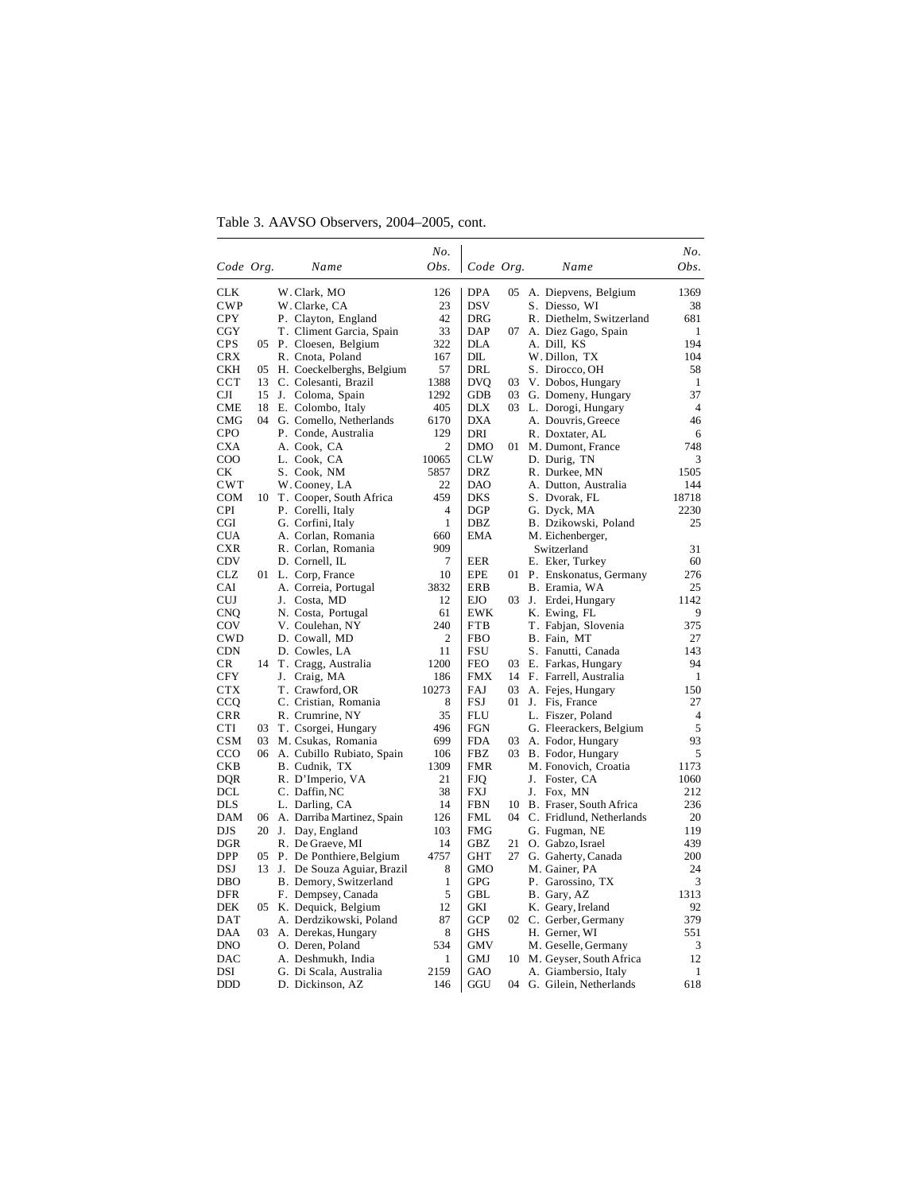Table 3. AAVSO Observers, 2004–2005, cont.

| Code | Org. | Name | No. Obs. | Code | Org. | Name | No. Obs. |
|---|---|---|---|---|---|---|---|
| CLK | | W. Clark, MO | 126 | DPA | 05 | A. Diepvens, Belgium | 1369 |
| CWP | | W. Clarke, CA | 23 | DSV | | S. Diesso, WI | 38 |
| CPY | | P. Clayton, England | 42 | DRG | | R. Diethelm, Switzerland | 681 |
| CGY | | T. Climent Garcia, Spain | 33 | DAP | 07 | A. Diez Gago, Spain | 1 |
| CPS | 05 | P. Cloesen, Belgium | 322 | DLA | | A. Dill, KS | 194 |
| CRX | | R. Cnota, Poland | 167 | DIL | | W. Dillon, TX | 104 |
| CKH | 05 | H. Coeckelberghs, Belgium | 57 | DRL | | S. Dirocco, OH | 58 |
| CCT | 13 | C. Colesanti, Brazil | 1388 | DVQ | 03 | V. Dobos, Hungary | 1 |
| CJI | 15 | J. Coloma, Spain | 1292 | GDB | 03 | G. Domeny, Hungary | 37 |
| CME | 18 | E. Colombo, Italy | 405 | DLX | 03 | L. Dorogi, Hungary | 4 |
| CMG | 04 | G. Comello, Netherlands | 6170 | DXA | | A. Douvris, Greece | 46 |
| CPO | | P. Conde, Australia | 129 | DRI | | R. Doxtater, AL | 6 |
| CXA | | A. Cook, CA | 2 | DMO | 01 | M. Dumont, France | 748 |
| COO | | L. Cook, CA | 10065 | CLW | | D. Durig, TN | 3 |
| CK | | S. Cook, NM | 5857 | DRZ | | R. Durkee, MN | 1505 |
| CWT | | W. Cooney, LA | 22 | DAO | | A. Dutton, Australia | 144 |
| COM | 10 | T. Cooper, South Africa | 459 | DKS | | S. Dvorak, FL | 18718 |
| CPI | | P. Corelli, Italy | 4 | DGP | | G. Dyck, MA | 2230 |
| CGI | | G. Corfini, Italy | 1 | DBZ | | B. Dzikowski, Poland | 25 |
| CUA | | A. Corlan, Romania | 660 | EMA | | M. Eichenberger, Switzerland | 31 |
| CXR | | R. Corlan, Romania | 909 | | | | |
| CDV | | D. Cornell, IL | 7 | EER | | E. Eker, Turkey | 60 |
| CLZ | 01 | L. Corp, France | 10 | EPE | 01 | P. Enskonatus, Germany | 276 |
| CAI | | A. Correia, Portugal | 3832 | ERB | | B. Eramia, WA | 25 |
| CUJ | | J. Costa, MD | 12 | EJO | 03 | J. Erdei, Hungary | 1142 |
| CNQ | | N. Costa, Portugal | 61 | EWK | | K. Ewing, FL | 9 |
| COV | | V. Coulehan, NY | 240 | FTB | | T. Fabjan, Slovenia | 375 |
| CWD | | D. Cowall, MD | 2 | FBO | | B. Fain, MT | 27 |
| CDN | | D. Cowles, LA | 11 | FSU | | S. Fanutti, Canada | 143 |
| CR | 14 | T. Cragg, Australia | 1200 | FEO | 03 | E. Farkas, Hungary | 94 |
| CFY | | J. Craig, MA | 186 | FMX | 14 | F. Farrell, Australia | 1 |
| CTX | | T. Crawford, OR | 10273 | FAJ | 03 | A. Fejes, Hungary | 150 |
| CCQ | | C. Cristian, Romania | 8 | FSJ | 01 | J. Fis, France | 27 |
| CRR | | R. Crumrine, NY | 35 | FLU | | L. Fiszer, Poland | 4 |
| CTI | 03 | T. Csorgei, Hungary | 496 | FGN | | G. Fleerackers, Belgium | 5 |
| CSM | 03 | M. Csukas, Romania | 699 | FDA | 03 | A. Fodor, Hungary | 93 |
| CCO | 06 | A. Cubillo Rubiato, Spain | 106 | FBZ | 03 | B. Fodor, Hungary | 5 |
| CKB | | B. Cudnik, TX | 1309 | FMR | | M. Fonovich, Croatia | 1173 |
| DQR | | R. D'Imperio, VA | 21 | FJQ | | J. Foster, CA | 1060 |
| DCL | | C. Daffin, NC | 38 | FXJ | | J. Fox, MN | 212 |
| DLS | | L. Darling, CA | 14 | FBN | 10 | B. Fraser, South Africa | 236 |
| DAM | 06 | A. Darriba Martinez, Spain | 126 | FML | 04 | C. Fridlund, Netherlands | 20 |
| DJS | 20 | J. Day, England | 103 | FMG | | G. Fugman, NE | 119 |
| DGR | | R. De Graeve, MI | 14 | GBZ | 21 | O. Gabzo, Israel | 439 |
| DPP | 05 | P. De Ponthiere, Belgium | 4757 | GHT | 27 | G. Gaherty, Canada | 200 |
| DSJ | 13 | J. De Souza Aguiar, Brazil | 8 | GMO | | M. Gainer, PA | 24 |
| DBO | | B. Demory, Switzerland | 1 | GPG | | P. Garossino, TX | 3 |
| DFR | | F. Dempsey, Canada | 5 | GBL | | B. Gary, AZ | 1313 |
| DEK | 05 | K. Dequick, Belgium | 12 | GKI | | K. Geary, Ireland | 92 |
| DAT | | A. Derdzikowski, Poland | 87 | GCP | 02 | C. Gerber, Germany | 379 |
| DAA | 03 | A. Derekas, Hungary | 8 | GHS | | H. Gerner, WI | 551 |
| DNO | | O. Deren, Poland | 534 | GMV | | M. Geselle, Germany | 3 |
| DAC | | A. Deshmukh, India | 1 | GMJ | 10 | M. Geyser, South Africa | 12 |
| DSI | | G. Di Scala, Australia | 2159 | GAO | | A. Giambersio, Italy | 1 |
| DDD | | D. Dickinson, AZ | 146 | GGU | 04 | G. Gilein, Netherlands | 618 |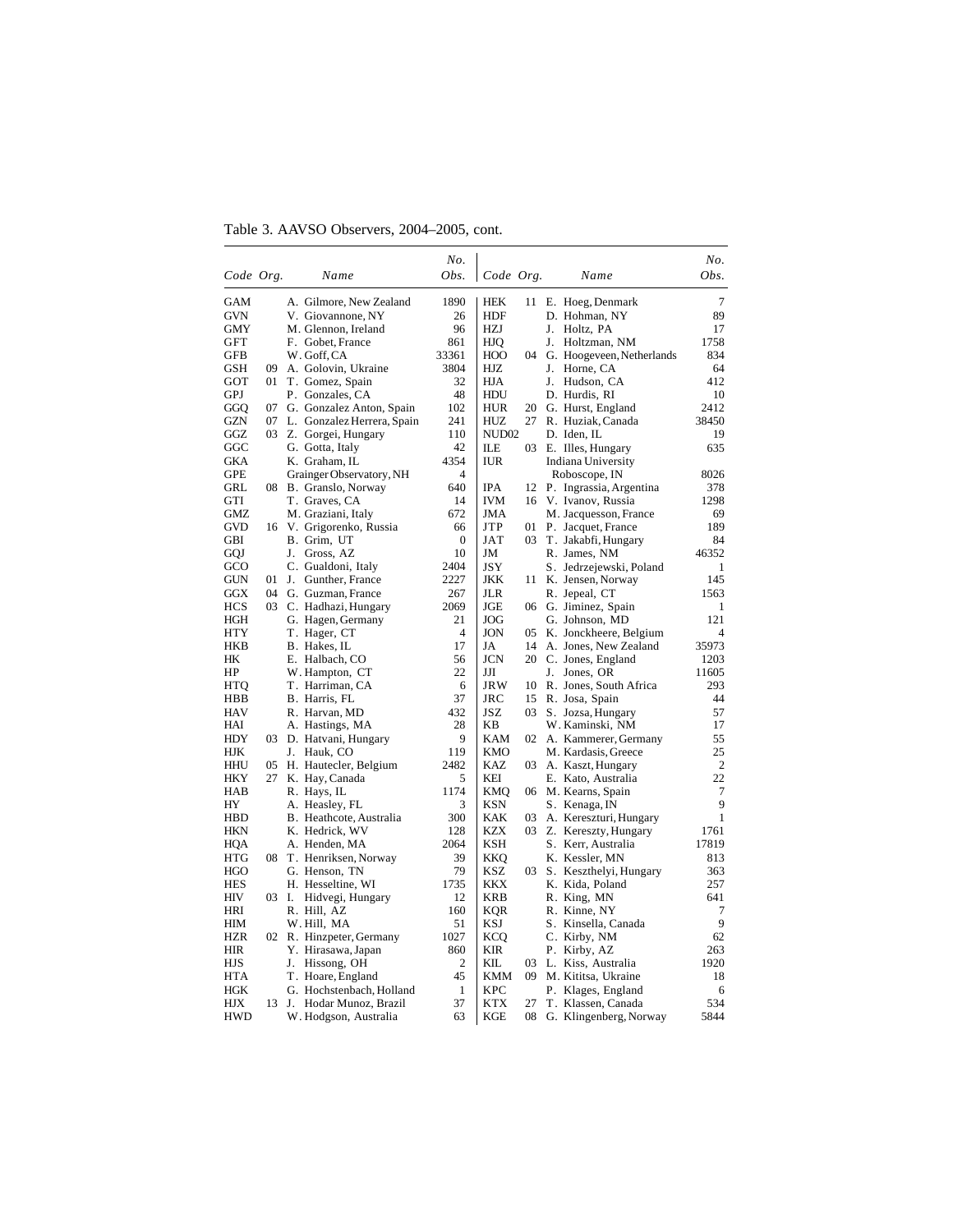Table 3. AAVSO Observers, 2004–2005, cont.

| *Code* | *Org.* | *Name* | *No. Obs.* | *Code* | *Org.* | *Name* | *No. Obs.* |
|---|---|---|---|---|---|---|---|
| GAM | | A. Gilmore, New Zealand | 1890 | HEK | 11 | E. Hoeg, Denmark | 7 |
| GVN | | V. Giovannone, NY | 26 | HDF | | D. Hohman, NY | 89 |
| GMY | | M. Glennon, Ireland | 96 | HZJ | | J. Holtz, PA | 17 |
| GFT | | F. Gobet, France | 861 | HJQ | | J. Holtzman, NM | 1758 |
| GFB | | W. Goff, CA | 33361 | HOO | 04 | G. Hoogeveen, Netherlands | 834 |
| GSH | 09 | A. Golovin, Ukraine | 3804 | HJZ | | J. Horne, CA | 64 |
| GOT | 01 | T. Gomez, Spain | 32 | HJA | | J. Hudson, CA | 412 |
| GPJ | | P. Gonzales, CA | 48 | HDU | | D. Hurdis, RI | 10 |
| GGQ | 07 | G. Gonzalez Anton, Spain | 102 | HUR | 20 | G. Hurst, England | 2412 |
| GZN | 07 | L. Gonzalez Herrera, Spain | 241 | HUZ | 27 | R. Huziak, Canada | 38450 |
| GGZ | 03 | Z. Gorgei, Hungary | 110 | NUD02 | | D. Iden, IL | 19 |
| GGC | | G. Gotta, Italy | 42 | ILE | 03 | E. Illes, Hungary | 635 |
| GKA | | K. Graham, IL | 4354 | IUR | | Indiana University Roboscope, IN | 8026 |
| GPE | | Grainger Observatory, NH | 4 | | | | |
| GRL | 08 | B. Granslo, Norway | 640 | IPA | 12 | P. Ingrassia, Argentina | 378 |
| GTI | | T. Graves, CA | 14 | IVM | 16 | V. Ivanov, Russia | 1298 |
| GMZ | | M. Graziani, Italy | 672 | JMA | | M. Jacquesson, France | 69 |
| GVD | 16 | V. Grigorenko, Russia | 66 | JTP | 01 | P. Jacquet, France | 189 |
| GBI | | B. Grim, UT | 0 | JAT | 03 | T. Jakabfi, Hungary | 84 |
| GQJ | | J. Gross, AZ | 10 | JM | | R. James, NM | 46352 |
| GCO | | C. Gualdoni, Italy | 2404 | JSY | | S. Jedrzejewski, Poland | 1 |
| GUN | 01 | J. Gunther, France | 2227 | JKK | 11 | K. Jensen, Norway | 145 |
| GGX | 04 | G. Guzman, France | 267 | JLR | | R. Jepeal, CT | 1563 |
| HCS | 03 | C. Hadhazi, Hungary | 2069 | JGE | 06 | G. Jiminez, Spain | 1 |
| HGH | | G. Hagen, Germany | 21 | JOG | | G. Johnson, MD | 121 |
| HTY | | T. Hager, CT | 4 | JON | 05 | K. Jonckheere, Belgium | 4 |
| HKB | | B. Hakes, IL | 17 | JA | 14 | A. Jones, New Zealand | 35973 |
| HK | | E. Halbach, CO | 56 | JCN | 20 | C. Jones, England | 1203 |
| HP | | W. Hampton, CT | 22 | JJI | | J. Jones, OR | 11605 |
| HTQ | | T. Harriman, CA | 6 | JRW | 10 | R. Jones, South Africa | 293 |
| HBB | | B. Harris, FL | 37 | JRC | 15 | R. Josa, Spain | 44 |
| HAV | | R. Harvan, MD | 432 | JSZ | 03 | S. Jozsa, Hungary | 57 |
| HAI | | A. Hastings, MA | 28 | KB | | W. Kaminski, NM | 17 |
| HDY | 03 | D. Hatvani, Hungary | 9 | KAM | 02 | A. Kammerer, Germany | 55 |
| HJK | | J. Hauk, CO | 119 | KMO | | M. Kardasis, Greece | 25 |
| HHU | 05 | H. Hautecler, Belgium | 2482 | KAZ | 03 | A. Kaszt, Hungary | 2 |
| HKY | 27 | K. Hay, Canada | 5 | KEI | | E. Kato, Australia | 22 |
| HAB | | R. Hays, IL | 1174 | KMQ | 06 | M. Kearns, Spain | 7 |
| HY | | A. Heasley, FL | 3 | KSN | | S. Kenaga, IN | 9 |
| HBD | | B. Heathcote, Australia | 300 | KAK | 03 | A. Kereszturi, Hungary | 1 |
| HKN | | K. Hedrick, WV | 128 | KZX | 03 | Z. Kereszty, Hungary | 1761 |
| HQA | | A. Henden, MA | 2064 | KSH | | S. Kerr, Australia | 17819 |
| HTG | 08 | T. Henriksen, Norway | 39 | KKQ | | K. Kessler, MN | 813 |
| HGO | | G. Henson, TN | 79 | KSZ | 03 | S. Keszthelyi, Hungary | 363 |
| HES | | H. Hesseltine, WI | 1735 | KKX | | K. Kida, Poland | 257 |
| HIV | 03 | I. Hidvegi, Hungary | 12 | KRB | | R. King, MN | 641 |
| HRI | | R. Hill, AZ | 160 | KQR | | R. Kinne, NY | 7 |
| HIM | | W. Hill, MA | 51 | KSJ | | S. Kinsella, Canada | 9 |
| HZR | 02 | R. Hinzpeter, Germany | 1027 | KCQ | | C. Kirby, NM | 62 |
| HIR | | Y. Hirasawa, Japan | 860 | KIR | | P. Kirby, AZ | 263 |
| HJS | | J. Hissong, OH | 2 | KIL | 03 | L. Kiss, Australia | 1920 |
| HTA | | T. Hoare, England | 45 | KMM | 09 | M. Kititsa, Ukraine | 18 |
| HGK | | G. Hochstenbach, Holland | 1 | KPC | | P. Klages, England | 6 |
| HJX | 13 | J. Hodar Munoz, Brazil | 37 | KTX | 27 | T. Klassen, Canada | 534 |
| HWD | | W. Hodgson, Australia | 63 | KGE | 08 | G. Klingenberg, Norway | 5844 |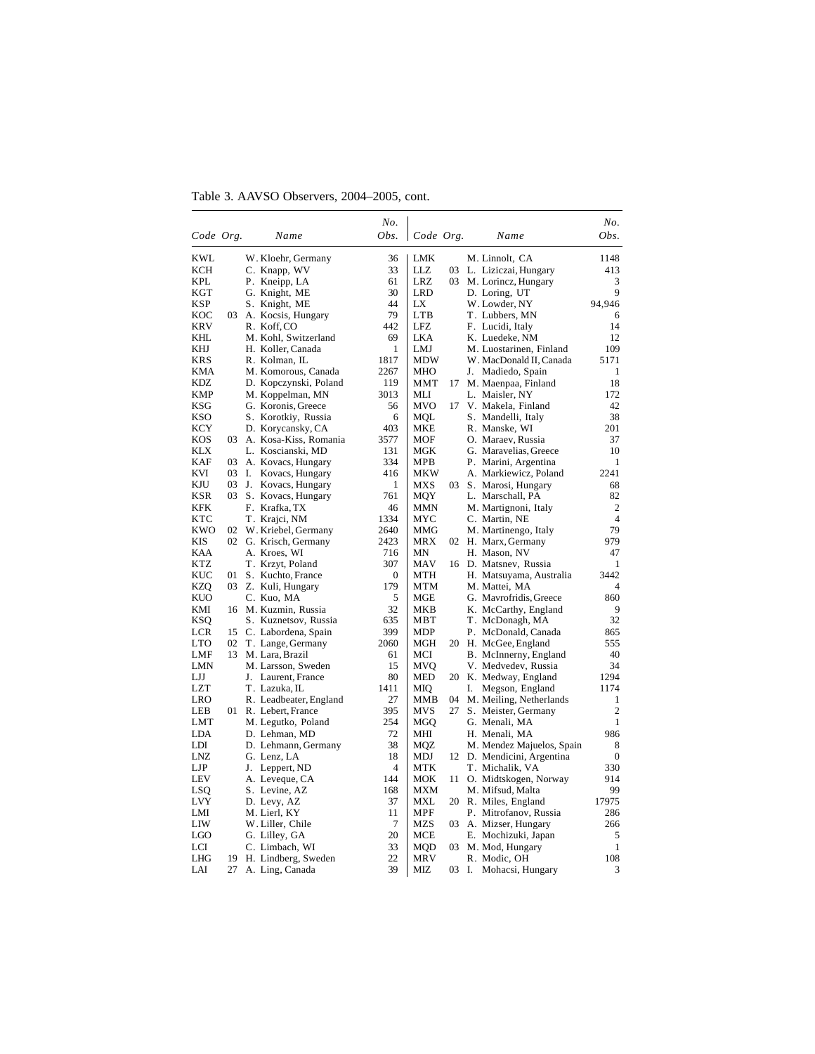Table 3. AAVSO Observers, 2004–2005, cont.

| *Code* | *Org.* | *Name* | *No. Obs.* | *Code* | *Org.* | *Name* | *No. Obs.* |
|---|---|---|---|---|---|---|---|
| KWL | | W. Kloehr, Germany | 36 | LMK | | M. Linnolt, CA | 1148 |
| KCH | | C. Knapp, WV | 33 | LLZ | 03 | L. Liziczai, Hungary | 413 |
| KPL | | P. Kneipp, LA | 61 | LRZ | 03 | M. Lorincz, Hungary | 3 |
| KGT | | G. Knight, ME | 30 | LRD | | D. Loring, UT | 9 |
| KSP | | S. Knight, ME | 44 | LX | | W. Lowder, NY | 94,946 |
| KOC | 03 | A. Kocsis, Hungary | 79 | LTB | | T. Lubbers, MN | 6 |
| KRV | | R. Koff, CO | 442 | LFZ | | F. Lucidi, Italy | 14 |
| KHL | | M. Kohl, Switzerland | 69 | LKA | | K. Luedeke, NM | 12 |
| KHJ | | H. Koller, Canada | 1 | LMJ | | M. Luostarinen, Finland | 109 |
| KRS | | R. Kolman, IL | 1817 | MDW | | W. MacDonald II, Canada | 5171 |
| KMA | | M. Komorous, Canada | 2267 | MHO | | J. Madiedo, Spain | 1 |
| KDZ | | D. Kopczynski, Poland | 119 | MMT | 17 | M. Maenpaa, Finland | 18 |
| KMP | | M. Koppelman, MN | 3013 | MLI | | L. Maisler, NY | 172 |
| KSG | | G. Koronis, Greece | 56 | MVO | 17 | V. Makela, Finland | 42 |
| KSO | | S. Korotkiy, Russia | 6 | MQL | | S. Mandelli, Italy | 38 |
| KCY | | D. Korycansky, CA | 403 | MKE | | R. Manske, WI | 201 |
| KOS | 03 | A. Kosa-Kiss, Romania | 3577 | MOF | | O. Maraev, Russia | 37 |
| KLX | | L. Koscianski, MD | 131 | MGK | | G. Maravelias, Greece | 10 |
| KAF | 03 | A. Kovacs, Hungary | 334 | MPB | | P. Marini, Argentina | 1 |
| KVI | 03 | I. Kovacs, Hungary | 416 | MKW | | A. Markiewicz, Poland | 2241 |
| KJU | 03 | J. Kovacs, Hungary | 1 | MXS | 03 | S. Marosi, Hungary | 68 |
| KSR | 03 | S. Kovacs, Hungary | 761 | MQY | | L. Marschall, PA | 82 |
| KFK | | F. Krafka, TX | 46 | MMN | | M. Martignoni, Italy | 2 |
| KTC | | T. Krajci, NM | 1334 | MYC | | C. Martin, NE | 4 |
| KWO | 02 | W. Kriebel, Germany | 2640 | MMG | | M. Martinengo, Italy | 79 |
| KIS | 02 | G. Krisch, Germany | 2423 | MRX | 02 | H. Marx, Germany | 979 |
| KAA | | A. Kroes, WI | 716 | MN | | H. Mason, NV | 47 |
| KTZ | | T. Krzyt, Poland | 307 | MAV | 16 | D. Matsnev, Russia | 1 |
| KUC | 01 | S. Kuchto, France | 0 | MTH | | H. Matsuyama, Australia | 3442 |
| KZQ | 03 | Z. Kuli, Hungary | 179 | MTM | | M. Mattei, MA | 4 |
| KUO | | C. Kuo, MA | 5 | MGE | | G. Mavrofridis, Greece | 860 |
| KMI | 16 | M. Kuzmin, Russia | 32 | MKB | | K. McCarthy, England | 9 |
| KSQ | | S. Kuznetsov, Russia | 635 | MBT | | T. McDonagh, MA | 32 |
| LCR | 15 | C. Labordena, Spain | 399 | MDP | | P. McDonald, Canada | 865 |
| LTO | 02 | T. Lange, Germany | 2060 | MGH | 20 | H. McGee, England | 555 |
| LMF | 13 | M. Lara, Brazil | 61 | MCI | | B. McInnerny, England | 40 |
| LMN | | M. Larsson, Sweden | 15 | MVQ | | V. Medvedev, Russia | 34 |
| LJJ | | J. Laurent, France | 80 | MED | 20 | K. Medway, England | 1294 |
| LZT | | T. Lazuka, IL | 1411 | MIQ | | I. Megson, England | 1174 |
| LRO | | R. Leadbeater, England | 27 | MMB | 04 | M. Meiling, Netherlands | 1 |
| LEB | 01 | R. Lebert, France | 395 | MVS | 27 | S. Meister, Germany | 2 |
| LMT | | M. Legutko, Poland | 254 | MGQ | | G. Menali, MA | 1 |
| LDA | | D. Lehman, MD | 72 | MHI | | H. Menali, MA | 986 |
| LDI | | D. Lehmann, Germany | 38 | MQZ | | M. Mendez Majuelos, Spain | 8 |
| LNZ | | G. Lenz, LA | 18 | MDJ | 12 | D. Mendicini, Argentina | 0 |
| LJP | | J. Leppert, ND | 4 | MTK | | T. Michalik, VA | 330 |
| LEV | | A. Leveque, CA | 144 | MOK | 11 | O. Midtskogen, Norway | 914 |
| LSQ | | S. Levine, AZ | 168 | MXM | | M. Mifsud, Malta | 99 |
| LVY | | D. Levy, AZ | 37 | MXL | 20 | R. Miles, England | 17975 |
| LMI | | M. Lierl, KY | 11 | MPF | | P. Mitrofanov, Russia | 286 |
| LIW | | W. Liller, Chile | 7 | MZS | 03 | A. Mizser, Hungary | 266 |
| LGO | | G. Lilley, GA | 20 | MCE | | E. Mochizuki, Japan | 5 |
| LCI | | C. Limbach, WI | 33 | MQD | 03 | M. Mod, Hungary | 1 |
| LHG | 19 | H. Lindberg, Sweden | 22 | MRV | | R. Modic, OH | 108 |
| LAI | 27 | A. Ling, Canada | 39 | MIZ | 03 | I. Mohacsi, Hungary | 3 |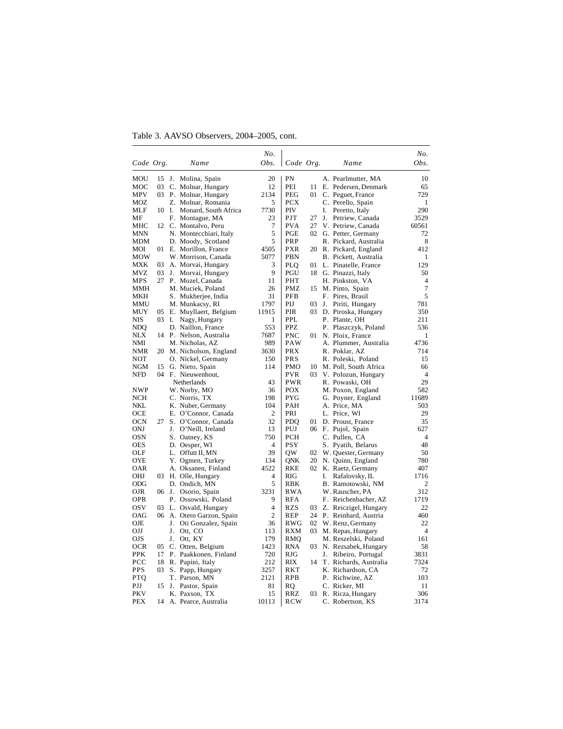Table 3. AAVSO Observers, 2004–2005, cont.

| *Code* | *Org.* | *Name* | *No. Obs.* | *Code* | *Org.* | *Name* | *No. Obs.* |
|---|---|---|---|---|---|---|---|
| MOU | 15 | J. Molina, Spain | 20 | PN | | A. Pearlmutter, MA | 10 |
| MOC | 03 | C. Molnar, Hungary | 12 | PEI | 11 | E. Pedersen, Denmark | 65 |
| MPV | 03 | P. Molnar, Hungary | 2134 | PEG | 01 | C. Peguet, France | 729 |
| MOZ | | Z. Molnar, Romania | 5 | PCX | | C. Perello, Spain | 1 |
| MLF | 10 | I. Monard, South Africa | 7730 | PIV | | I. Peretto, Italy | 290 |
| MF | | F. Montague, MA | 23 | PJT | 27 | J. Petriew, Canada | 3529 |
| MHC | 12 | C. Montalvo, Peru | 7 | PVA | 27 | V. Petriew, Canada | 60561 |
| MNN | | N. Montecchiari, Italy | 5 | PGE | 02 | G. Petter, Germany | 72 |
| MDM | | D. Moody, Scotland | 5 | PRP | | R. Pickard, Australia | 8 |
| MOI | 01 | E. Morillon, France | 4505 | PXR | 20 | R. Pickard, England | 412 |
| MOW | | W. Morrison, Canada | 5077 | PBN | | B. Pickett, Australia | 1 |
| MXK | 03 | A. Morvai, Hungary | 3 | PLQ | 01 | L. Pinatelle, France | 129 |
| MVZ | 03 | J. Morvai, Hungary | 9 | PGU | 18 | G. Pinazzi, Italy | 50 |
| MPS | 27 | P. Mozel, Canada | 11 | PHT | | H. Pinkston, VA | 4 |
| MMH | | M. Muciek, Poland | 26 | PMZ | 15 | M. Pinto, Spain | 7 |
| MKH | | S. Mukherjee, India | 31 | PFB | | F. Pires, Brasil | 5 |
| MMU | | M. Munkacsy, RI | 1797 | PIJ | 03 | J. Piriti, Hungary | 781 |
| MUY | 05 | E. Muyllaert, Belgium | 11915 | PIR | 03 | D. Piroska, Hungary | 350 |
| NIS | 03 | I. Nagy, Hungary | 1 | PPL | | P. Plante, OH | 211 |
| NDQ | | D. Naillon, France | 553 | PPZ | | P. Plaszczyk, Poland | 536 |
| NLX | 14 | P. Nelson, Australia | 7687 | PNC | 01 | N. Ploix, France | 1 |
| NMI | | M. Nicholas, AZ | 989 | PAW | | A. Plummer, Australia | 4736 |
| NMR | 20 | M. Nicholson, England | 3630 | PRX | | R. Poklar, AZ | 714 |
| NOT | | O. Nickel, Germany | 150 | PRS | | R. Poleski, Poland | 15 |
| NGM | 15 | G. Nieto, Spain | 114 | PMO | 10 | M. Poll, South Africa | 66 |
| NFD | 04 | F. Nieuwenhout, Netherlands | 43 | PVR | 03 | V. Polozun, Hungary | 4 |
| | | | | PWR | | R. Powaski, OH | 29 |
| NWP | | W. Norby, MO | 36 | POX | | M. Poxon, England | 582 |
| NCH | | C. Norris, TX | 198 | PYG | | G. Poyner, England | 11689 |
| NKL | | K. Nuber, Germany | 104 | PAH | | A. Price, MA | 503 |
| OCE | | E. O'Connor, Canada | 2 | PRI | | L. Price, WI | 29 |
| OCN | 27 | S. O'Connor, Canada | 32 | PDQ | 01 | D. Proust, France | 35 |
| ONJ | | J. O'Neill, Ireland | 13 | PUJ | 06 | F. Pujol, Spain | 627 |
| OSN | | S. Oatney, KS | 750 | PCH | | C. Pullen, CA | 4 |
| OES | | D. Oesper, WI | 4 | PSY | | S. Pyatih, Belarus | 48 |
| OLF | | L. Offutt II, MN | 39 | QW | 02 | W. Quester, Germany | 50 |
| OYE | | Y. Ogmen, Turkey | 134 | QNK | 20 | N. Quinn, England | 780 |
| OAR | | A. Oksanen, Finland | 4522 | RKE | 02 | K. Raetz, Germany | 407 |
| OHJ | 03 | H. Olle, Hungary | 4 | RIG | | I. Rafalovsky, IL | 1716 |
| ODG | | D. Ondich, MN | 5 | RBK | | B. Ramotowski, NM | 2 |
| OJR | 06 | J. Osorio, Spain | 3231 | RWA | | W. Rauscher, PA | 312 |
| OPR | | P. Ossowski, Poland | 9 | RFA | | F. Reichenbacher, AZ | 1719 |
| OSV | 03 | L. Osvald, Hungary | 4 | RZS | 03 | Z. Reiczigel, Hungary | 22 |
| OAG | 06 | A. Otero Garzon, Spain | 2 | REP | 24 | P. Reinhard, Austria | 460 |
| OJE | | J. Oti Gonzalez, Spain | 36 | RWG | 02 | W. Renz, Germany | 22 |
| OJJ | | J. Ott, CO | 113 | RXM | 03 | M. Repas, Hungary | 4 |
| OJS | | J. Ott, KY | 179 | RMQ | | M. Reszelski, Poland | 161 |
| OCR | 05 | C. Otten, Belgium | 1423 | RNA | 03 | N. Rezsabek, Hungary | 58 |
| PPK | 17 | P. Paakkonen, Finland | 720 | RJG | | J. Ribeiro, Portugal | 3831 |
| PCC | 18 | R. Papini, Italy | 212 | RIX | 14 | T. Richards, Australia | 7324 |
| PPS | 03 | S. Papp, Hungary | 3257 | RKT | | K. Richardson, CA | 72 |
| PTQ | | T. Parson, MN | 2121 | RPB | | P. Richwine, AZ | 103 |
| PJJ | 15 | J. Pastor, Spain | 81 | RQ | | C. Ricker, MI | 11 |
| PKV | | K. Paxson, TX | 15 | RRZ | 03 | R. Ricza, Hungary | 306 |
| PEX | 14 | A. Pearce, Australia | 10113 | RCW | | C. Robertson, KS | 3174 |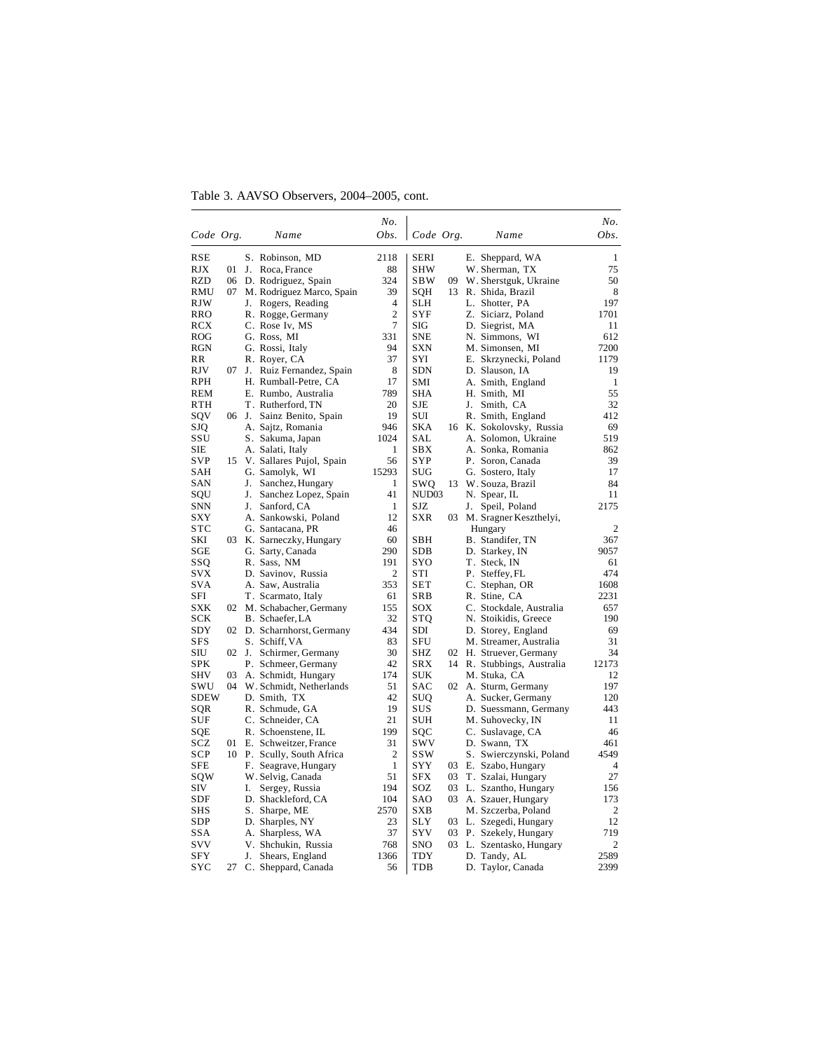Table 3. AAVSO Observers, 2004–2005, cont.

| Code | Org. | Name | No. Obs. | Code | Org. | Name | No. Obs. |
|---|---|---|---|---|---|---|---|
| RSE | | S. Robinson, MD | 2118 | SERI | | E. Sheppard, WA | 1 |
| RJX | 01 | J. Roca, France | 88 | SHW | | W. Sherman, TX | 75 |
| RZD | 06 | D. Rodriguez, Spain | 324 | SBW | 09 | W. Sherstguk, Ukraine | 50 |
| RMU | 07 | M. Rodriguez Marco, Spain | 39 | SQH | 13 | R. Shida, Brazil | 8 |
| RJW | | J. Rogers, Reading | 4 | SLH | | L. Shotter, PA | 197 |
| RRO | | R. Rogge, Germany | 2 | SYF | | Z. Siciarz, Poland | 1701 |
| RCX | | C. Rose Iv, MS | 7 | SIG | | D. Siegrist, MA | 11 |
| ROG | | G. Ross, MI | 331 | SNE | | N. Simmons, WI | 612 |
| RGN | | G. Rossi, Italy | 94 | SXN | | M. Simonsen, MI | 7200 |
| RR | | R. Royer, CA | 37 | SYI | | E. Skrzynecki, Poland | 1179 |
| RJV | 07 | J. Ruiz Fernandez, Spain | 8 | SDN | | D. Slauson, IA | 19 |
| RPH | | H. Rumball-Petre, CA | 17 | SMI | | A. Smith, England | 1 |
| REM | | E. Rumbo, Australia | 789 | SHA | | H. Smith, MI | 55 |
| RTH | | T. Rutherford, TN | 20 | SJE | | J. Smith, CA | 32 |
| SQV | 06 | J. Sainz Benito, Spain | 19 | SUI | | R. Smith, England | 412 |
| SJQ | | A. Sajtz, Romania | 946 | SKA | 16 | K. Sokolovsky, Russia | 69 |
| SSU | | S. Sakuma, Japan | 1024 | SAL | | A. Solomon, Ukraine | 519 |
| SIE | | A. Salati, Italy | 1 | SBX | | A. Sonka, Romania | 862 |
| SVP | 15 | V. Sallares Pujol, Spain | 56 | SYP | | P. Soron, Canada | 39 |
| SAH | | G. Samolyk, WI | 15293 | SUG | | G. Sostero, Italy | 17 |
| SAN | | J. Sanchez, Hungary | 1 | SWQ | 13 | W. Souza, Brazil | 84 |
| SQU | | J. Sanchez Lopez, Spain | 41 | NUD03 | | N. Spear, IL | 11 |
| SNN | | J. Sanford, CA | 1 | SJZ | | J. Speil, Poland | 2175 |
| SXY | | A. Sankowski, Poland | 12 | SXR | 03 | M. Sragner Keszthelyi, Hungary | 2 |
| STC | | G. Santacana, PR | 46 | | | | |
| SKI | 03 | K. Sarneczky, Hungary | 60 | SBH | | B. Standifer, TN | 367 |
| SGE | | G. Sarty, Canada | 290 | SDB | | D. Starkey, IN | 9057 |
| SSQ | | R. Sass, NM | 191 | SYO | | T. Steck, IN | 61 |
| SVX | | D. Savinov, Russia | 2 | STI | | P. Steffey, FL | 474 |
| SVA | | A. Saw, Australia | 353 | SET | | C. Stephan, OR | 1608 |
| SFI | | T. Scarmato, Italy | 61 | SRB | | R. Stine, CA | 2231 |
| SXK | 02 | M. Schabacher, Germany | 155 | SOX | | C. Stockdale, Australia | 657 |
| SCK | | B. Schaefer, LA | 32 | STQ | | N. Stoikidis, Greece | 190 |
| SDY | 02 | D. Scharnhorst, Germany | 434 | SDI | | D. Storey, England | 69 |
| SFS | | S. Schiff, VA | 83 | SFU | | M. Streamer, Australia | 31 |
| SIU | 02 | J. Schirmer, Germany | 30 | SHZ | 02 | H. Struever, Germany | 34 |
| SPK | | P. Schmeer, Germany | 42 | SRX | 14 | R. Stubbings, Australia | 12173 |
| SHV | 03 | A. Schmidt, Hungary | 174 | SUK | | M. Stuka, CA | 12 |
| SWU | 04 | W. Schmidt, Netherlands | 51 | SAC | 02 | A. Sturm, Germany | 197 |
| SDEW | | D. Smith, TX | 42 | SUQ | | A. Sucker, Germany | 120 |
| SQR | | R. Schmude, GA | 19 | SUS | | D. Suessmann, Germany | 443 |
| SUF | | C. Schneider, CA | 21 | SUH | | M. Suhovecky, IN | 11 |
| SQE | | R. Schoenstene, IL | 199 | SQC | | C. Suslavage, CA | 46 |
| SCZ | 01 | E. Schweitzer, France | 31 | SWV | | D. Swann, TX | 461 |
| SCP | 10 | P. Scully, South Africa | 2 | SSW | | S. Swierczynski, Poland | 4549 |
| SFE | | F. Seagrave, Hungary | 1 | SYY | 03 | E. Szabo, Hungary | 4 |
| SQW | | W. Selvig, Canada | 51 | SFX | 03 | T. Szalai, Hungary | 27 |
| SIV | | I. Sergey, Russia | 194 | SOZ | 03 | L. Szantho, Hungary | 156 |
| SDF | | D. Shackleford, CA | 104 | SAO | 03 | A. Szauer, Hungary | 173 |
| SHS | | S. Sharpe, ME | 2570 | SXB | | M. Szczerba, Poland | 2 |
| SDP | | D. Sharples, NY | 23 | SLY | 03 | L. Szegedi, Hungary | 12 |
| SSA | | A. Sharpless, WA | 37 | SYV | 03 | P. Szekely, Hungary | 719 |
| SVV | | V. Shchukin, Russia | 768 | SNO | 03 | L. Szentasko, Hungary | 2 |
| SFY | | J. Shears, England | 1366 | TDY | | D. Tandy, AL | 2589 |
| SYC | 27 | C. Sheppard, Canada | 56 | TDB | | D. Taylor, Canada | 2399 |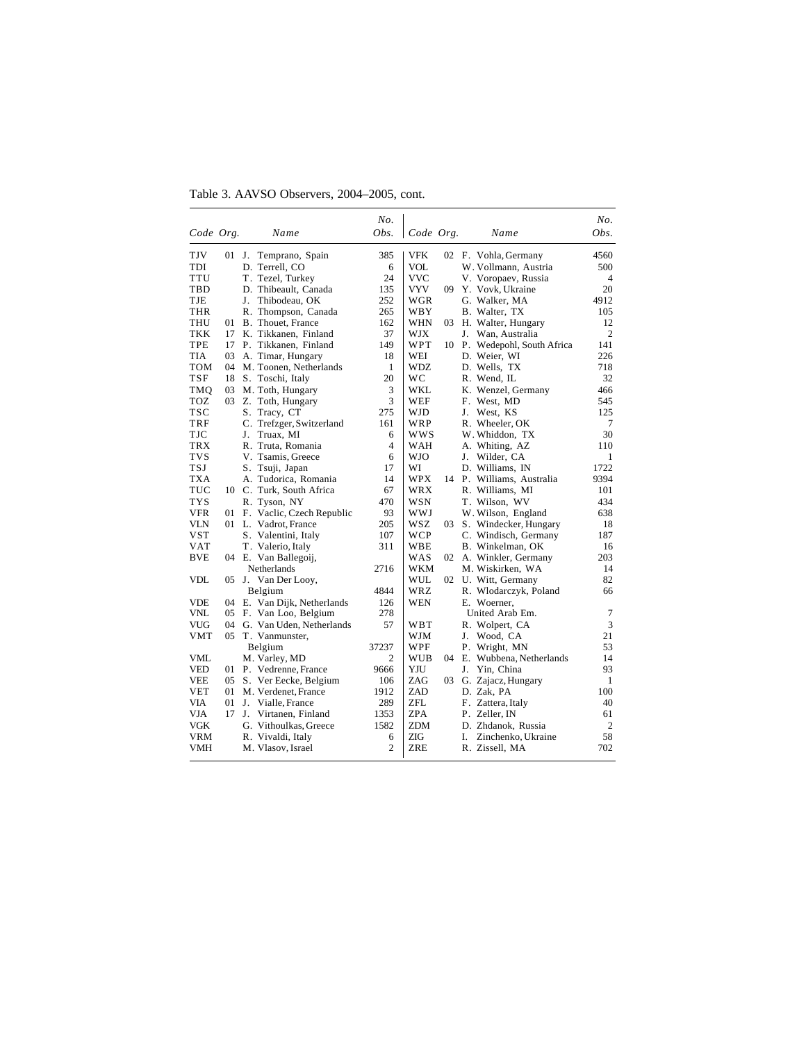Table 3. AAVSO Observers, 2004–2005, cont.

| Code | Org. | Name | No. Obs. | Code | Org. | Name | No. Obs. |
|---|---|---|---|---|---|---|---|
| TJV | 01 | J. Temprano, Spain | 385 | VFK | 02 | F. Vohla, Germany | 4560 |
| TDI | | D. Terrell, CO | 6 | VOL | | W. Vollmann, Austria | 500 |
| TTU | | T. Tezel, Turkey | 24 | VVC | | V. Voropaev, Russia | 4 |
| TBD | | D. Thibeault, Canada | 135 | VYV | 09 | Y. Vovk, Ukraine | 20 |
| TJE | | J. Thibodeau, OK | 252 | WGR | | G. Walker, MA | 4912 |
| THR | | R. Thompson, Canada | 265 | WBY | | B. Walter, TX | 105 |
| THU | 01 | B. Thouet, France | 162 | WHN | 03 | H. Walter, Hungary | 12 |
| TKK | 17 | K. Tikkanen, Finland | 37 | WJX | | J. Wan, Australia | 2 |
| TPE | 17 | P. Tikkanen, Finland | 149 | WPT | 10 | P. Wedepohl, South Africa | 141 |
| TIA | 03 | A. Timar, Hungary | 18 | WEI | | D. Weier, WI | 226 |
| TOM | 04 | M. Toonen, Netherlands | 1 | WDZ | | D. Wells, TX | 718 |
| TSF | 18 | S. Toschi, Italy | 20 | WC | | R. Wend, IL | 32 |
| TMQ | 03 | M. Toth, Hungary | 3 | WKL | | K. Wenzel, Germany | 466 |
| TOZ | 03 | Z. Toth, Hungary | 3 | WEF | | F. West, MD | 545 |
| TSC | | S. Tracy, CT | 275 | WJD | | J. West, KS | 125 |
| TRF | | C. Trefzger, Switzerland | 161 | WRP | | R. Wheeler, OK | 7 |
| TJC | | J. Truax, MI | 6 | WWS | | W. Whiddon, TX | 30 |
| TRX | | R. Truta, Romania | 4 | WAH | | A. Whiting, AZ | 110 |
| TVS | | V. Tsamis, Greece | 6 | WJO | | J. Wilder, CA | 1 |
| TSJ | | S. Tsuji, Japan | 17 | WI | | D. Williams, IN | 1722 |
| TXA | | A. Tudorica, Romania | 14 | WPX | 14 | P. Williams, Australia | 9394 |
| TUC | 10 | C. Turk, South Africa | 67 | WRX | | R. Williams, MI | 101 |
| TYS | | R. Tyson, NY | 470 | WSN | | T. Wilson, WV | 434 |
| VFR | 01 | F. Vaclic, Czech Republic | 93 | WWJ | | W. Wilson, England | 638 |
| VLN | 01 | L. Vadrot, France | 205 | WSZ | 03 | S. Windecker, Hungary | 18 |
| VST | | S. Valentini, Italy | 107 | WCP | | C. Windisch, Germany | 187 |
| VAT | | T. Valerio, Italy | 311 | WBE | | B. Winkelman, OK | 16 |
| BVE | 04 | E. Van Ballegoij, Netherlands | 2716 | WAS | 02 | A. Winkler, Germany | 203 |
| VDL | 05 | J. Van Der Looy, Belgium | 4844 | WKM | | M. Wiskirken, WA | 14 |
| | | | | WUL | 02 | U. Witt, Germany | 82 |
| | | | | WRZ | | R. Wlodarczyk, Poland | 66 |
| VDE | 04 | E. Van Dijk, Netherlands | 126 | WEN | | E. Woerner, United Arab Em. | 7 |
| VNL | 05 | F. Van Loo, Belgium | 278 | WBT | | R. Wolpert, CA | 3 |
| VUG | 04 | G. Van Uden, Netherlands | 57 | WJM | | J. Wood, CA | 21 |
| VMT | 05 | T. Vanmunster, Belgium | 37237 | WPF | | P. Wright, MN | 53 |
| VML | | M. Varley, MD | 2 | WUB | 04 | E. Wubbena, Netherlands | 14 |
| VED | 01 | P. Vedrenne, France | 9666 | YJU | | J. Yin, China | 93 |
| VEE | 05 | S. Ver Eecke, Belgium | 106 | ZAG | 03 | G. Zajacz, Hungary | 1 |
| VET | 01 | M. Verdenet, France | 1912 | ZAD | | D. Zak, PA | 100 |
| VIA | 01 | J. Vialle, France | 289 | ZFL | | F. Zattera, Italy | 40 |
| VJA | 17 | J. Virtanen, Finland | 1353 | ZPA | | P. Zeller, IN | 61 |
| VGK | | G. Vithoulkas, Greece | 1582 | ZDM | | D. Zhdanok, Russia | 2 |
| VRM | | R. Vivaldi, Italy | 6 | ZIG | | I. Zinchenko, Ukraine | 58 |
| VMH | | M. Vlasov, Israel | 2 | ZRE | | R. Zissell, MA | 702 |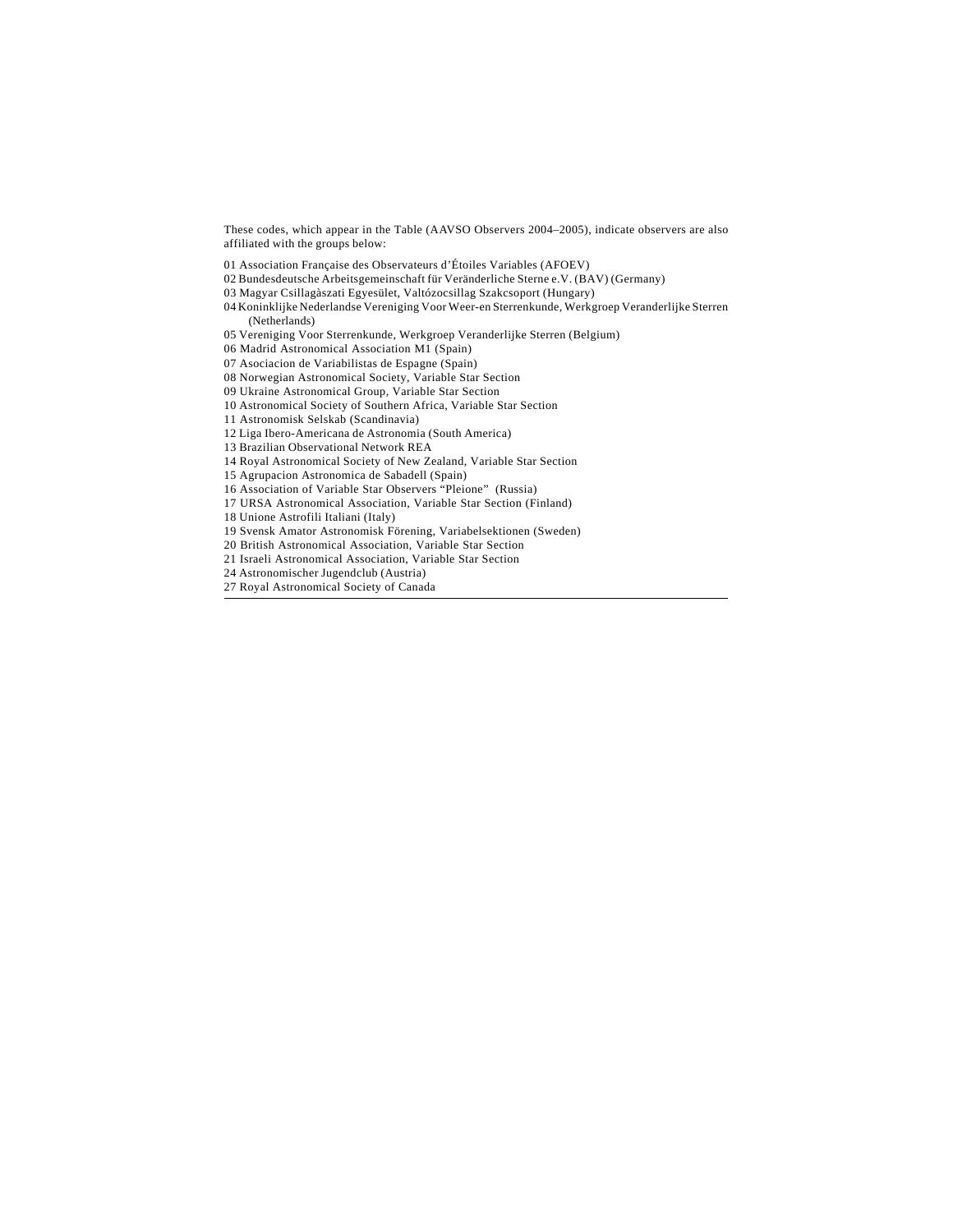These codes, which appear in the Table (AAVSO Observers 2004–2005), indicate observers are also affiliated with the groups below:

01 Association Française des Observateurs d'Étoiles Variables (AFOEV)
02 Bundesdeutsche Arbeitsgemeinschaft für Veränderliche Sterne e.V. (BAV) (Germany)
03 Magyar Csillagàszati Egyesület, Valtózocsillag Szakcsoport (Hungary)
04 Koninklijke Nederlandse Vereniging Voor Weer-en Sterrenkunde, Werkgroep Veranderlijke Sterren (Netherlands)
05 Vereniging Voor Sterrenkunde, Werkgroep Veranderlijke Sterren (Belgium)
06 Madrid Astronomical Association M1 (Spain)
07 Asociacion de Variabilistas de Espagne (Spain)
08 Norwegian Astronomical Society, Variable Star Section
09 Ukraine Astronomical Group, Variable Star Section
10 Astronomical Society of Southern Africa, Variable Star Section
11 Astronomisk Selskab (Scandinavia)
12 Liga Ibero-Americana de Astronomia (South America)
13 Brazilian Observational Network REA
14 Royal Astronomical Society of New Zealand, Variable Star Section
15 Agrupacion Astronomica de Sabadell (Spain)
16 Association of Variable Star Observers "Pleione" (Russia)
17 URSA Astronomical Association, Variable Star Section (Finland)
18 Unione Astrofili Italiani (Italy)
19 Svensk Amator Astronomisk Förening, Variabelsektionen (Sweden)
20 British Astronomical Association, Variable Star Section
21 Israeli Astronomical Association, Variable Star Section
24 Astronomischer Jugendclub (Austria)
27 Royal Astronomical Society of Canada